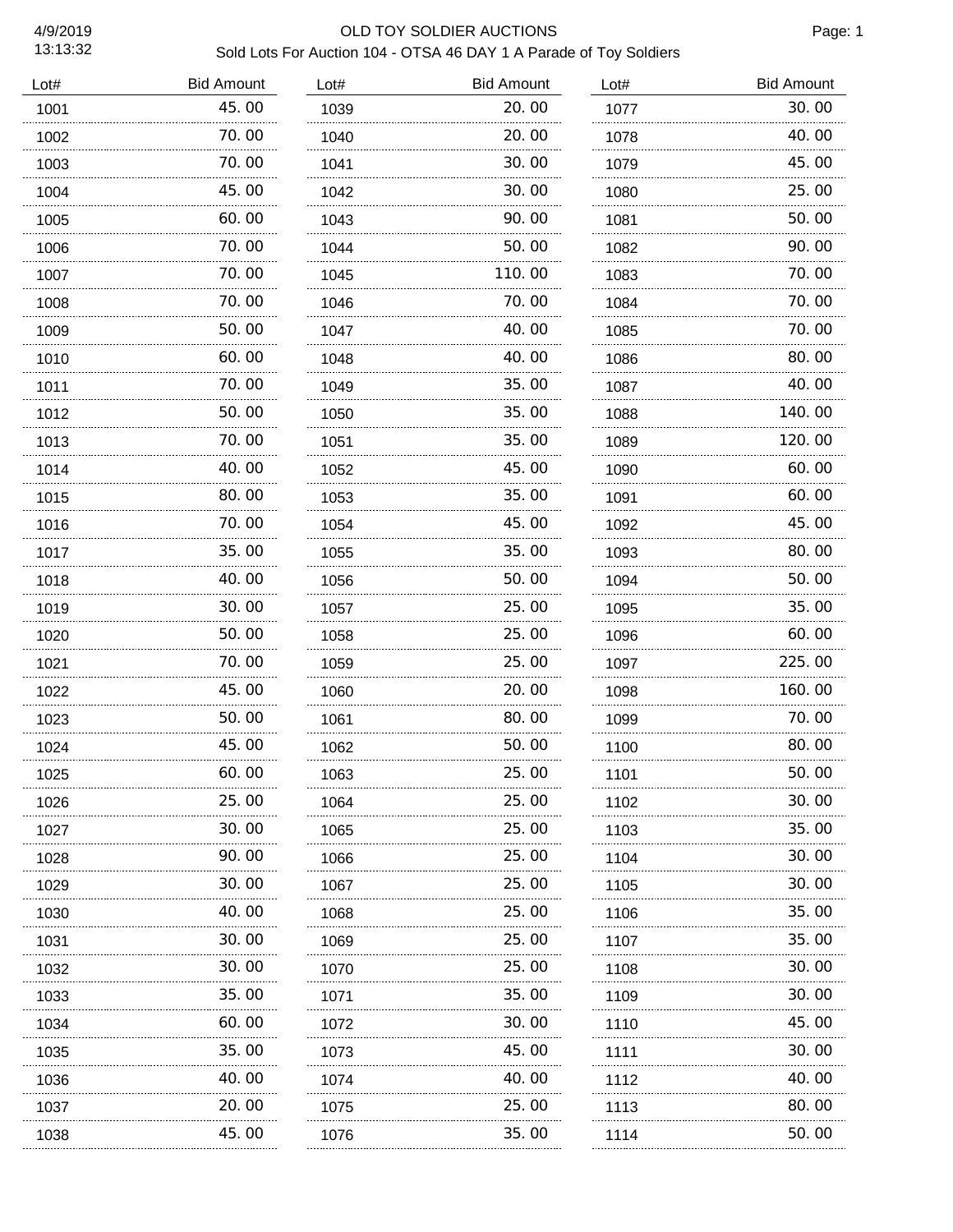# OLD TOY SOLDIER AUCTIONS

Sold Lots For Auction 104 - OTSA 46 DAY 1 A Parade of Toy Soldiers

4/9/2019
13:13:32

| Lot# | Bid Amount |
|---|---|
| 1001 | 45.00 |
| 1002 | 70.00 |
| 1003 | 70.00 |
| 1004 | 45.00 |
| 1005 | 60.00 |
| 1006 | 70.00 |
| 1007 | 70.00 |
| 1008 | 70.00 |
| 1009 | 50.00 |
| 1010 | 60.00 |
| 1011 | 70.00 |
| 1012 | 50.00 |
| 1013 | 70.00 |
| 1014 | 40.00 |
| 1015 | 80.00 |
| 1016 | 70.00 |
| 1017 | 35.00 |
| 1018 | 40.00 |
| 1019 | 30.00 |
| 1020 | 50.00 |
| 1021 | 70.00 |
| 1022 | 45.00 |
| 1023 | 50.00 |
| 1024 | 45.00 |
| 1025 | 60.00 |
| 1026 | 25.00 |
| 1027 | 30.00 |
| 1028 | 90.00 |
| 1029 | 30.00 |
| 1030 | 40.00 |
| 1031 | 30.00 |
| 1032 | 30.00 |
| 1033 | 35.00 |
| 1034 | 60.00 |
| 1035 | 35.00 |
| 1036 | 40.00 |
| 1037 | 20.00 |
| 1038 | 45.00 |
| 1039 | 20.00 |
| 1040 | 20.00 |
| 1041 | 30.00 |
| 1042 | 30.00 |
| 1043 | 90.00 |
| 1044 | 50.00 |
| 1045 | 110.00 |
| 1046 | 70.00 |
| 1047 | 40.00 |
| 1048 | 40.00 |
| 1049 | 35.00 |
| 1050 | 35.00 |
| 1051 | 35.00 |
| 1052 | 45.00 |
| 1053 | 35.00 |
| 1054 | 45.00 |
| 1055 | 35.00 |
| 1056 | 50.00 |
| 1057 | 25.00 |
| 1058 | 25.00 |
| 1059 | 25.00 |
| 1060 | 20.00 |
| 1061 | 80.00 |
| 1062 | 50.00 |
| 1063 | 25.00 |
| 1064 | 25.00 |
| 1065 | 25.00 |
| 1066 | 25.00 |
| 1067 | 25.00 |
| 1068 | 25.00 |
| 1069 | 25.00 |
| 1070 | 25.00 |
| 1071 | 35.00 |
| 1072 | 30.00 |
| 1073 | 45.00 |
| 1074 | 40.00 |
| 1075 | 25.00 |
| 1076 | 35.00 |
| 1077 | 30.00 |
| 1078 | 40.00 |
| 1079 | 45.00 |
| 1080 | 25.00 |
| 1081 | 50.00 |
| 1082 | 90.00 |
| 1083 | 70.00 |
| 1084 | 70.00 |
| 1085 | 70.00 |
| 1086 | 80.00 |
| 1087 | 40.00 |
| 1088 | 140.00 |
| 1089 | 120.00 |
| 1090 | 60.00 |
| 1091 | 60.00 |
| 1092 | 45.00 |
| 1093 | 80.00 |
| 1094 | 50.00 |
| 1095 | 35.00 |
| 1096 | 60.00 |
| 1097 | 225.00 |
| 1098 | 160.00 |
| 1099 | 70.00 |
| 1100 | 80.00 |
| 1101 | 50.00 |
| 1102 | 30.00 |
| 1103 | 35.00 |
| 1104 | 30.00 |
| 1105 | 30.00 |
| 1106 | 35.00 |
| 1107 | 35.00 |
| 1108 | 30.00 |
| 1109 | 30.00 |
| 1110 | 45.00 |
| 1111 | 30.00 |
| 1112 | 40.00 |
| 1113 | 80.00 |
| 1114 | 50.00 |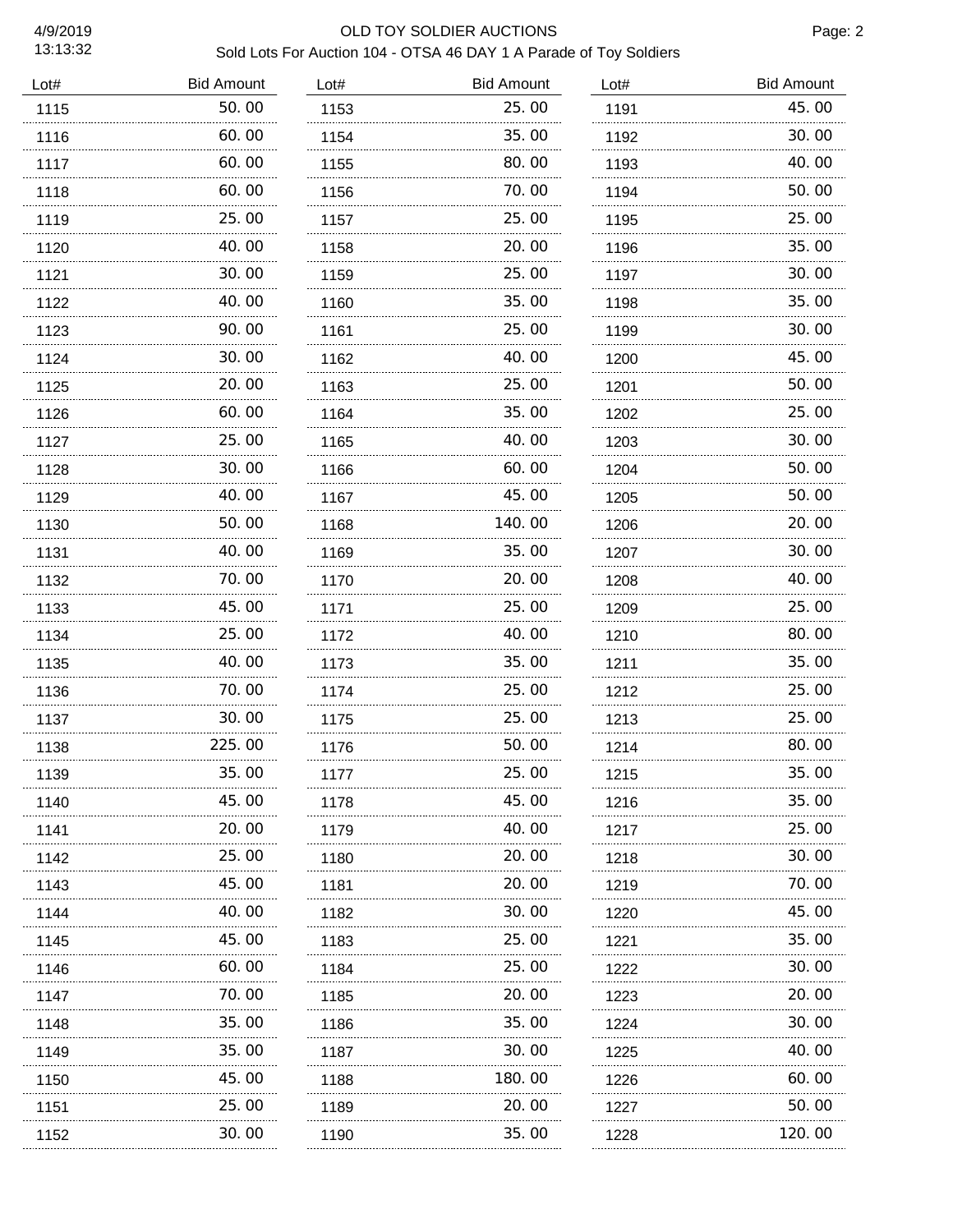# OLD TOY SOLDIER AUCTIONS

Sold Lots For Auction 104 - OTSA 46 DAY 1 A Parade of Toy Soldiers

| Lot# | Bid Amount |
|---|---|
| 1115 | 50.00 |
| 1116 | 60.00 |
| 1117 | 60.00 |
| 1118 | 60.00 |
| 1119 | 25.00 |
| 1120 | 40.00 |
| 1121 | 30.00 |
| 1122 | 40.00 |
| 1123 | 90.00 |
| 1124 | 30.00 |
| 1125 | 20.00 |
| 1126 | 60.00 |
| 1127 | 25.00 |
| 1128 | 30.00 |
| 1129 | 40.00 |
| 1130 | 50.00 |
| 1131 | 40.00 |
| 1132 | 70.00 |
| 1133 | 45.00 |
| 1134 | 25.00 |
| 1135 | 40.00 |
| 1136 | 70.00 |
| 1137 | 30.00 |
| 1138 | 225.00 |
| 1139 | 35.00 |
| 1140 | 45.00 |
| 1141 | 20.00 |
| 1142 | 25.00 |
| 1143 | 45.00 |
| 1144 | 40.00 |
| 1145 | 45.00 |
| 1146 | 60.00 |
| 1147 | 70.00 |
| 1148 | 35.00 |
| 1149 | 35.00 |
| 1150 | 45.00 |
| 1151 | 25.00 |
| 1152 | 30.00 |
| 1153 | 25.00 |
| 1154 | 35.00 |
| 1155 | 80.00 |
| 1156 | 70.00 |
| 1157 | 25.00 |
| 1158 | 20.00 |
| 1159 | 25.00 |
| 1160 | 35.00 |
| 1161 | 25.00 |
| 1162 | 40.00 |
| 1163 | 25.00 |
| 1164 | 35.00 |
| 1165 | 40.00 |
| 1166 | 60.00 |
| 1167 | 45.00 |
| 1168 | 140.00 |
| 1169 | 35.00 |
| 1170 | 20.00 |
| 1171 | 25.00 |
| 1172 | 40.00 |
| 1173 | 35.00 |
| 1174 | 25.00 |
| 1175 | 25.00 |
| 1176 | 50.00 |
| 1177 | 25.00 |
| 1178 | 45.00 |
| 1179 | 40.00 |
| 1180 | 20.00 |
| 1181 | 20.00 |
| 1182 | 30.00 |
| 1183 | 25.00 |
| 1184 | 25.00 |
| 1185 | 20.00 |
| 1186 | 35.00 |
| 1187 | 30.00 |
| 1188 | 180.00 |
| 1189 | 20.00 |
| 1190 | 35.00 |
| 1191 | 45.00 |
| 1192 | 30.00 |
| 1193 | 40.00 |
| 1194 | 50.00 |
| 1195 | 25.00 |
| 1196 | 35.00 |
| 1197 | 30.00 |
| 1198 | 35.00 |
| 1199 | 30.00 |
| 1200 | 45.00 |
| 1201 | 50.00 |
| 1202 | 25.00 |
| 1203 | 30.00 |
| 1204 | 50.00 |
| 1205 | 50.00 |
| 1206 | 20.00 |
| 1207 | 30.00 |
| 1208 | 40.00 |
| 1209 | 25.00 |
| 1210 | 80.00 |
| 1211 | 35.00 |
| 1212 | 25.00 |
| 1213 | 25.00 |
| 1214 | 80.00 |
| 1215 | 35.00 |
| 1216 | 35.00 |
| 1217 | 25.00 |
| 1218 | 30.00 |
| 1219 | 70.00 |
| 1220 | 45.00 |
| 1221 | 35.00 |
| 1222 | 30.00 |
| 1223 | 20.00 |
| 1224 | 30.00 |
| 1225 | 40.00 |
| 1226 | 60.00 |
| 1227 | 50.00 |
| 1228 | 120.00 |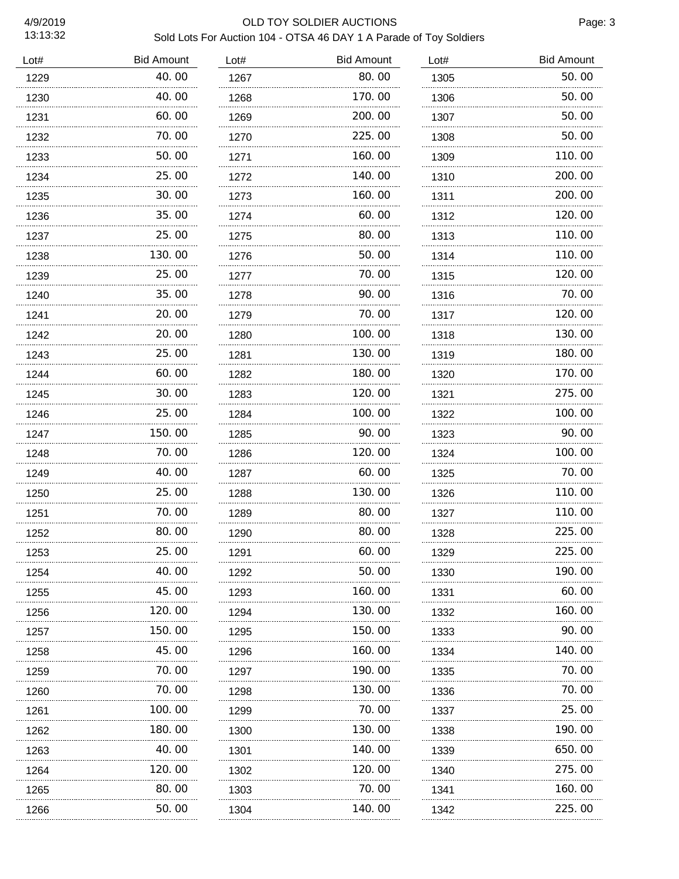# OLD TOY SOLDIER AUCTIONS

Sold Lots For Auction 104 - OTSA 46 DAY 1 A Parade of Toy Soldiers

| Lot# | Bid Amount |
|---|---|
| 1229 | 40.00 |
| 1230 | 40.00 |
| 1231 | 60.00 |
| 1232 | 70.00 |
| 1233 | 50.00 |
| 1234 | 25.00 |
| 1235 | 30.00 |
| 1236 | 35.00 |
| 1237 | 25.00 |
| 1238 | 130.00 |
| 1239 | 25.00 |
| 1240 | 35.00 |
| 1241 | 20.00 |
| 1242 | 20.00 |
| 1243 | 25.00 |
| 1244 | 60.00 |
| 1245 | 30.00 |
| 1246 | 25.00 |
| 1247 | 150.00 |
| 1248 | 70.00 |
| 1249 | 40.00 |
| 1250 | 25.00 |
| 1251 | 70.00 |
| 1252 | 80.00 |
| 1253 | 25.00 |
| 1254 | 40.00 |
| 1255 | 45.00 |
| 1256 | 120.00 |
| 1257 | 150.00 |
| 1258 | 45.00 |
| 1259 | 70.00 |
| 1260 | 70.00 |
| 1261 | 100.00 |
| 1262 | 180.00 |
| 1263 | 40.00 |
| 1264 | 120.00 |
| 1265 | 80.00 |
| 1266 | 50.00 |
| 1267 | 80.00 |
| 1268 | 170.00 |
| 1269 | 200.00 |
| 1270 | 225.00 |
| 1271 | 160.00 |
| 1272 | 140.00 |
| 1273 | 160.00 |
| 1274 | 60.00 |
| 1275 | 80.00 |
| 1276 | 50.00 |
| 1277 | 70.00 |
| 1278 | 90.00 |
| 1279 | 70.00 |
| 1280 | 100.00 |
| 1281 | 130.00 |
| 1282 | 180.00 |
| 1283 | 120.00 |
| 1284 | 100.00 |
| 1285 | 90.00 |
| 1286 | 120.00 |
| 1287 | 60.00 |
| 1288 | 130.00 |
| 1289 | 80.00 |
| 1290 | 80.00 |
| 1291 | 60.00 |
| 1292 | 50.00 |
| 1293 | 160.00 |
| 1294 | 130.00 |
| 1295 | 150.00 |
| 1296 | 160.00 |
| 1297 | 190.00 |
| 1298 | 130.00 |
| 1299 | 70.00 |
| 1300 | 130.00 |
| 1301 | 140.00 |
| 1302 | 120.00 |
| 1303 | 70.00 |
| 1304 | 140.00 |
| 1305 | 50.00 |
| 1306 | 50.00 |
| 1307 | 50.00 |
| 1308 | 50.00 |
| 1309 | 110.00 |
| 1310 | 200.00 |
| 1311 | 200.00 |
| 1312 | 120.00 |
| 1313 | 110.00 |
| 1314 | 110.00 |
| 1315 | 120.00 |
| 1316 | 70.00 |
| 1317 | 120.00 |
| 1318 | 130.00 |
| 1319 | 180.00 |
| 1320 | 170.00 |
| 1321 | 275.00 |
| 1322 | 100.00 |
| 1323 | 90.00 |
| 1324 | 100.00 |
| 1325 | 70.00 |
| 1326 | 110.00 |
| 1327 | 110.00 |
| 1328 | 225.00 |
| 1329 | 225.00 |
| 1330 | 190.00 |
| 1331 | 60.00 |
| 1332 | 160.00 |
| 1333 | 90.00 |
| 1334 | 140.00 |
| 1335 | 70.00 |
| 1336 | 70.00 |
| 1337 | 25.00 |
| 1338 | 190.00 |
| 1339 | 650.00 |
| 1340 | 275.00 |
| 1341 | 160.00 |
| 1342 | 225.00 |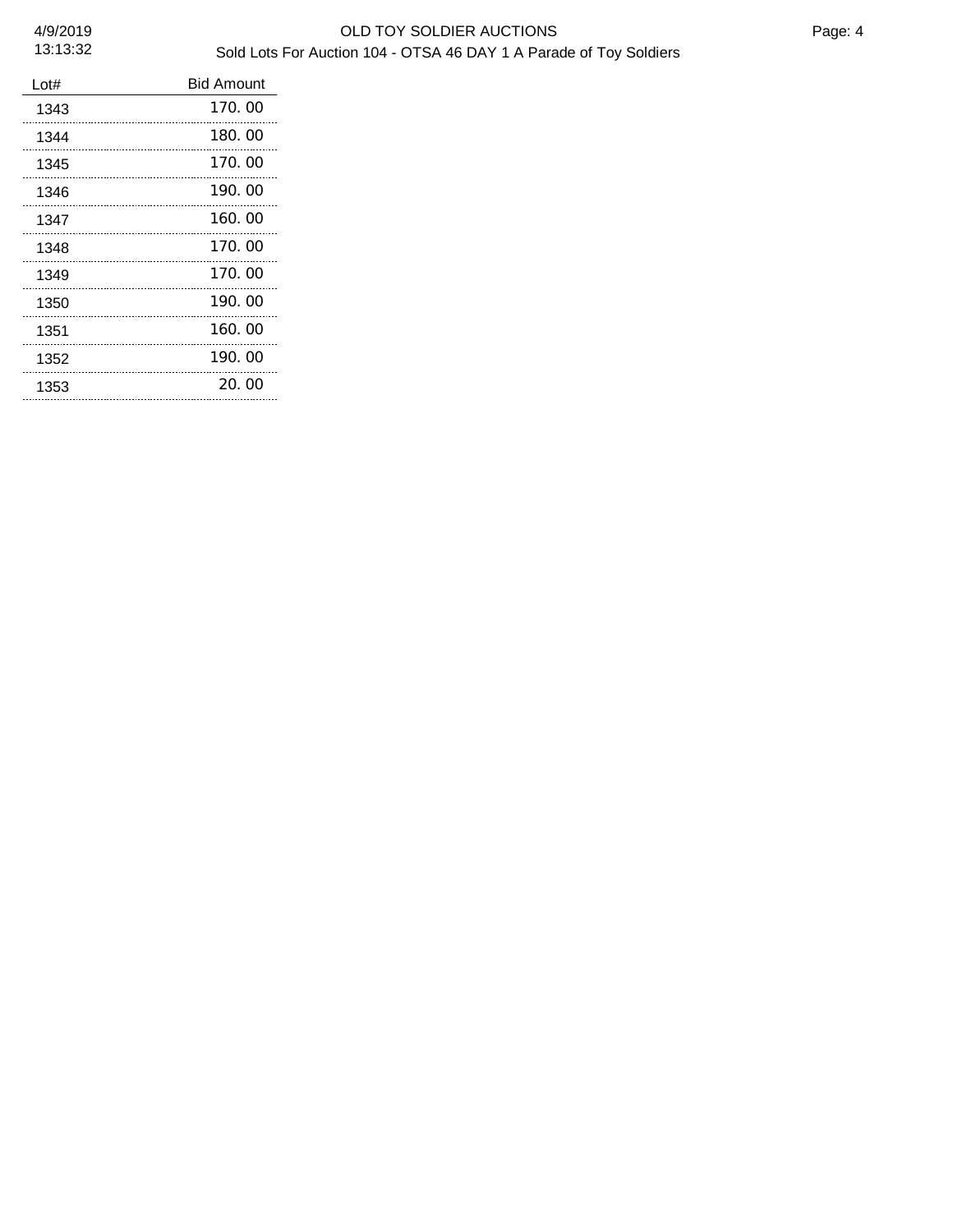| Lot# | Bid Amount |
| --- | --- |
| 1343 | 170.00 |
| 1344 | 180.00 |
| 1345 | 170.00 |
| 1346 | 190.00 |
| 1347 | 160.00 |
| 1348 | 170.00 |
| 1349 | 170.00 |
| 1350 | 190.00 |
| 1351 | 160.00 |
| 1352 | 190.00 |
| 1353 | 20.00 |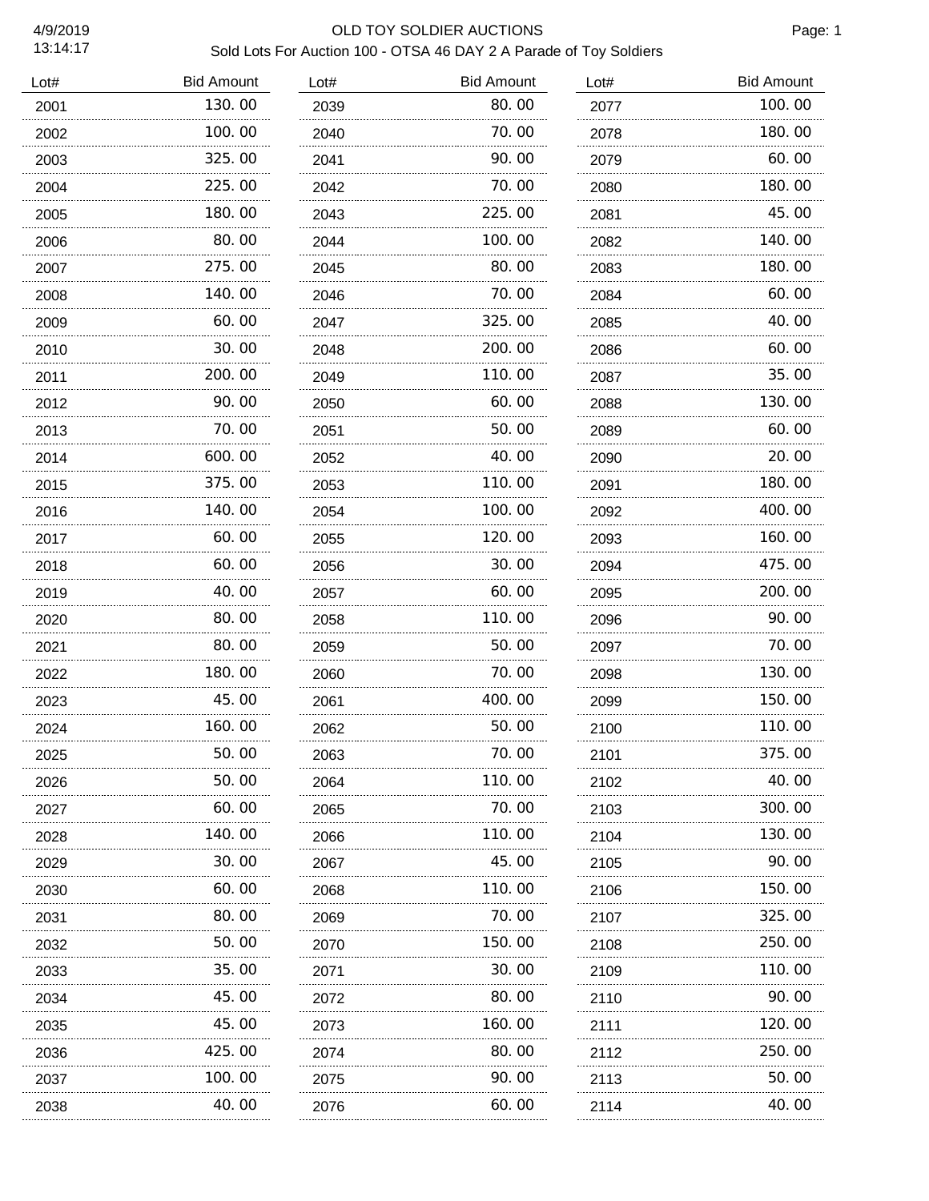# OLD TOY SOLDIER AUCTIONS

## Sold Lots For Auction 100 - OTSA 46 DAY 2 A Parade of Toy Soldiers

| Lot# | Bid Amount |
|---|---|
| 2001 | 130.00 |
| 2002 | 100.00 |
| 2003 | 325.00 |
| 2004 | 225.00 |
| 2005 | 180.00 |
| 2006 | 80.00 |
| 2007 | 275.00 |
| 2008 | 140.00 |
| 2009 | 60.00 |
| 2010 | 30.00 |
| 2011 | 200.00 |
| 2012 | 90.00 |
| 2013 | 70.00 |
| 2014 | 600.00 |
| 2015 | 375.00 |
| 2016 | 140.00 |
| 2017 | 60.00 |
| 2018 | 60.00 |
| 2019 | 40.00 |
| 2020 | 80.00 |
| 2021 | 80.00 |
| 2022 | 180.00 |
| 2023 | 45.00 |
| 2024 | 160.00 |
| 2025 | 50.00 |
| 2026 | 50.00 |
| 2027 | 60.00 |
| 2028 | 140.00 |
| 2029 | 30.00 |
| 2030 | 60.00 |
| 2031 | 80.00 |
| 2032 | 50.00 |
| 2033 | 35.00 |
| 2034 | 45.00 |
| 2035 | 45.00 |
| 2036 | 425.00 |
| 2037 | 100.00 |
| 2038 | 40.00 |
| 2039 | 80.00 |
| 2040 | 70.00 |
| 2041 | 90.00 |
| 2042 | 70.00 |
| 2043 | 225.00 |
| 2044 | 100.00 |
| 2045 | 80.00 |
| 2046 | 70.00 |
| 2047 | 325.00 |
| 2048 | 200.00 |
| 2049 | 110.00 |
| 2050 | 60.00 |
| 2051 | 50.00 |
| 2052 | 40.00 |
| 2053 | 110.00 |
| 2054 | 100.00 |
| 2055 | 120.00 |
| 2056 | 30.00 |
| 2057 | 60.00 |
| 2058 | 110.00 |
| 2059 | 50.00 |
| 2060 | 70.00 |
| 2061 | 400.00 |
| 2062 | 50.00 |
| 2063 | 70.00 |
| 2064 | 110.00 |
| 2065 | 70.00 |
| 2066 | 110.00 |
| 2067 | 45.00 |
| 2068 | 110.00 |
| 2069 | 70.00 |
| 2070 | 150.00 |
| 2071 | 30.00 |
| 2072 | 80.00 |
| 2073 | 160.00 |
| 2074 | 80.00 |
| 2075 | 90.00 |
| 2076 | 60.00 |
| 2077 | 100.00 |
| 2078 | 180.00 |
| 2079 | 60.00 |
| 2080 | 180.00 |
| 2081 | 45.00 |
| 2082 | 140.00 |
| 2083 | 180.00 |
| 2084 | 60.00 |
| 2085 | 40.00 |
| 2086 | 60.00 |
| 2087 | 35.00 |
| 2088 | 130.00 |
| 2089 | 60.00 |
| 2090 | 20.00 |
| 2091 | 180.00 |
| 2092 | 400.00 |
| 2093 | 160.00 |
| 2094 | 475.00 |
| 2095 | 200.00 |
| 2096 | 90.00 |
| 2097 | 70.00 |
| 2098 | 130.00 |
| 2099 | 150.00 |
| 2100 | 110.00 |
| 2101 | 375.00 |
| 2102 | 40.00 |
| 2103 | 300.00 |
| 2104 | 130.00 |
| 2105 | 90.00 |
| 2106 | 150.00 |
| 2107 | 325.00 |
| 2108 | 250.00 |
| 2109 | 110.00 |
| 2110 | 90.00 |
| 2111 | 120.00 |
| 2112 | 250.00 |
| 2113 | 50.00 |
| 2114 | 40.00 |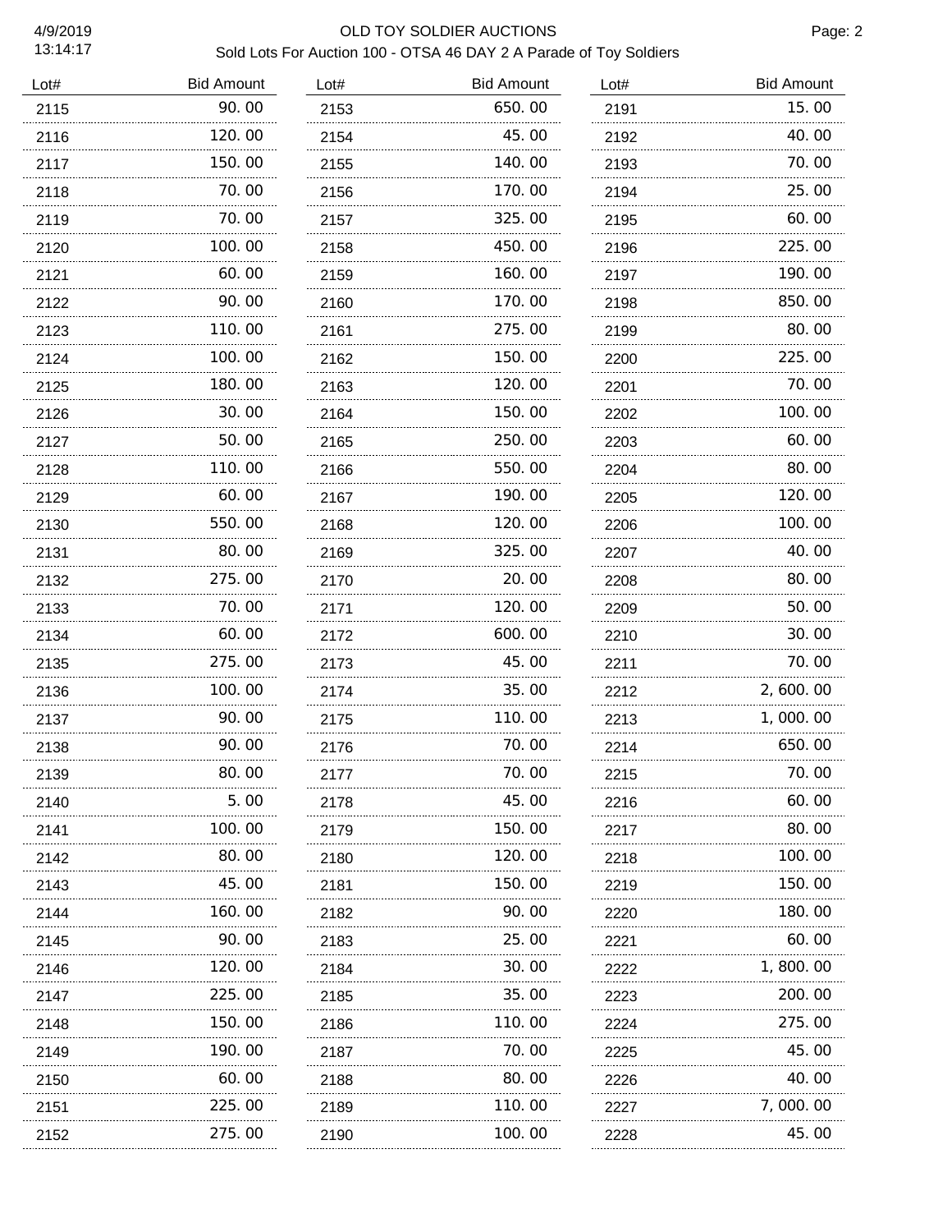# OLD TOY SOLDIER AUCTIONS

Sold Lots For Auction 100 - OTSA 46 DAY 2 A Parade of Toy Soldiers

| Lot# | Bid Amount |
|---|---|
| 2115 | 90.00 |
| 2116 | 120.00 |
| 2117 | 150.00 |
| 2118 | 70.00 |
| 2119 | 70.00 |
| 2120 | 100.00 |
| 2121 | 60.00 |
| 2122 | 90.00 |
| 2123 | 110.00 |
| 2124 | 100.00 |
| 2125 | 180.00 |
| 2126 | 30.00 |
| 2127 | 50.00 |
| 2128 | 110.00 |
| 2129 | 60.00 |
| 2130 | 550.00 |
| 2131 | 80.00 |
| 2132 | 275.00 |
| 2133 | 70.00 |
| 2134 | 60.00 |
| 2135 | 275.00 |
| 2136 | 100.00 |
| 2137 | 90.00 |
| 2138 | 90.00 |
| 2139 | 80.00 |
| 2140 | 5.00 |
| 2141 | 100.00 |
| 2142 | 80.00 |
| 2143 | 45.00 |
| 2144 | 160.00 |
| 2145 | 90.00 |
| 2146 | 120.00 |
| 2147 | 225.00 |
| 2148 | 150.00 |
| 2149 | 190.00 |
| 2150 | 60.00 |
| 2151 | 225.00 |
| 2152 | 275.00 |
| 2153 | 650.00 |
| 2154 | 45.00 |
| 2155 | 140.00 |
| 2156 | 170.00 |
| 2157 | 325.00 |
| 2158 | 450.00 |
| 2159 | 160.00 |
| 2160 | 170.00 |
| 2161 | 275.00 |
| 2162 | 150.00 |
| 2163 | 120.00 |
| 2164 | 150.00 |
| 2165 | 250.00 |
| 2166 | 550.00 |
| 2167 | 190.00 |
| 2168 | 120.00 |
| 2169 | 325.00 |
| 2170 | 20.00 |
| 2171 | 120.00 |
| 2172 | 600.00 |
| 2173 | 45.00 |
| 2174 | 35.00 |
| 2175 | 110.00 |
| 2176 | 70.00 |
| 2177 | 70.00 |
| 2178 | 45.00 |
| 2179 | 150.00 |
| 2180 | 120.00 |
| 2181 | 150.00 |
| 2182 | 90.00 |
| 2183 | 25.00 |
| 2184 | 30.00 |
| 2185 | 35.00 |
| 2186 | 110.00 |
| 2187 | 70.00 |
| 2188 | 80.00 |
| 2189 | 110.00 |
| 2190 | 100.00 |
| 2191 | 15.00 |
| 2192 | 40.00 |
| 2193 | 70.00 |
| 2194 | 25.00 |
| 2195 | 60.00 |
| 2196 | 225.00 |
| 2197 | 190.00 |
| 2198 | 850.00 |
| 2199 | 80.00 |
| 2200 | 225.00 |
| 2201 | 70.00 |
| 2202 | 100.00 |
| 2203 | 60.00 |
| 2204 | 80.00 |
| 2205 | 120.00 |
| 2206 | 100.00 |
| 2207 | 40.00 |
| 2208 | 80.00 |
| 2209 | 50.00 |
| 2210 | 30.00 |
| 2211 | 70.00 |
| 2212 | 2,600.00 |
| 2213 | 1,000.00 |
| 2214 | 650.00 |
| 2215 | 70.00 |
| 2216 | 60.00 |
| 2217 | 80.00 |
| 2218 | 100.00 |
| 2219 | 150.00 |
| 2220 | 180.00 |
| 2221 | 60.00 |
| 2222 | 1,800.00 |
| 2223 | 200.00 |
| 2224 | 275.00 |
| 2225 | 45.00 |
| 2226 | 40.00 |
| 2227 | 7,000.00 |
| 2228 | 45.00 |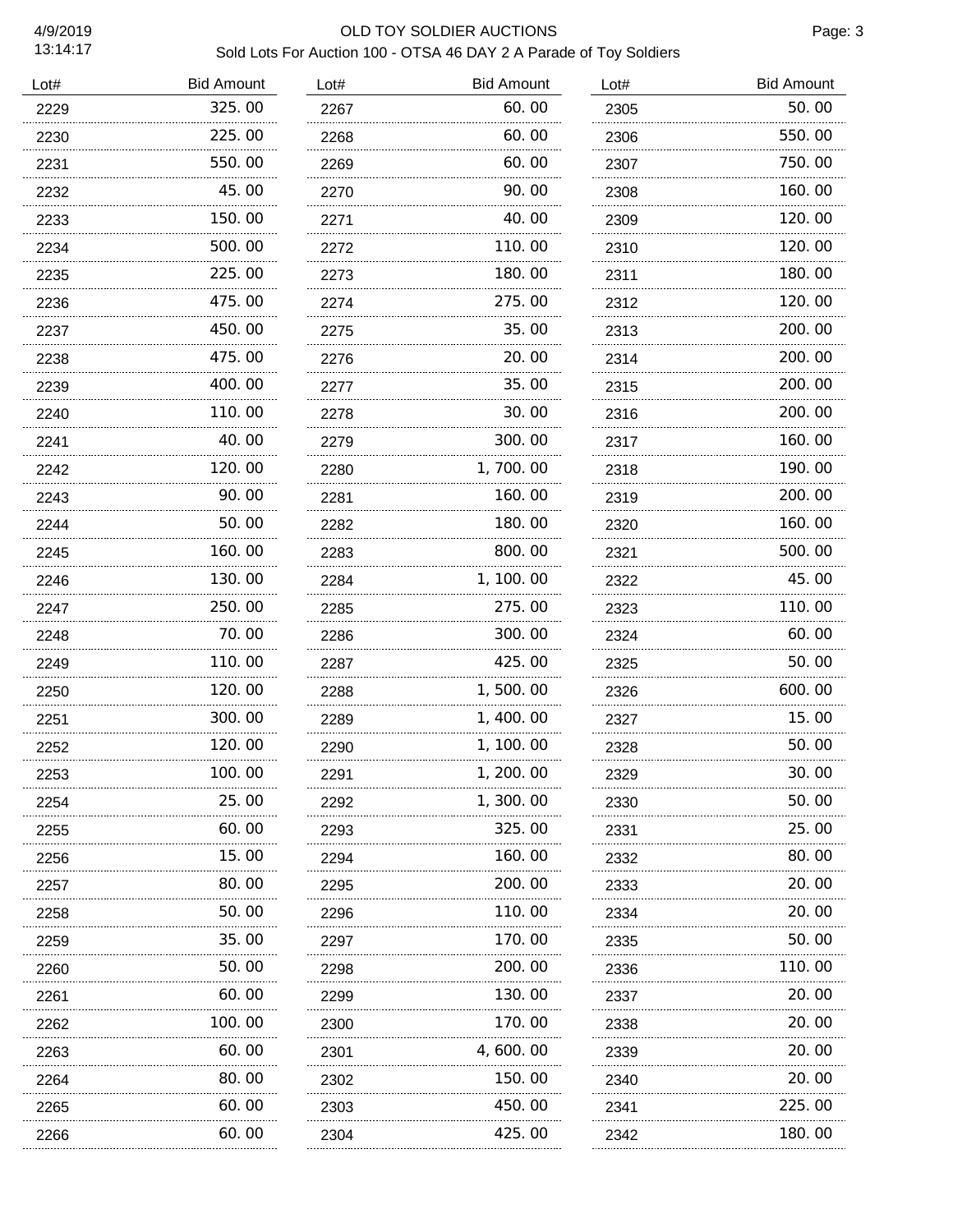# OLD TOY SOLDIER AUCTIONS

Sold Lots For Auction 100 - OTSA 46 DAY 2 A Parade of Toy Soldiers

4/9/2019
13:14:17

| Lot# | Bid Amount |
|---|---|
| 2229 | 325.00 |
| 2230 | 225.00 |
| 2231 | 550.00 |
| 2232 | 45.00 |
| 2233 | 150.00 |
| 2234 | 500.00 |
| 2235 | 225.00 |
| 2236 | 475.00 |
| 2237 | 450.00 |
| 2238 | 475.00 |
| 2239 | 400.00 |
| 2240 | 110.00 |
| 2241 | 40.00 |
| 2242 | 120.00 |
| 2243 | 90.00 |
| 2244 | 50.00 |
| 2245 | 160.00 |
| 2246 | 130.00 |
| 2247 | 250.00 |
| 2248 | 70.00 |
| 2249 | 110.00 |
| 2250 | 120.00 |
| 2251 | 300.00 |
| 2252 | 120.00 |
| 2253 | 100.00 |
| 2254 | 25.00 |
| 2255 | 60.00 |
| 2256 | 15.00 |
| 2257 | 80.00 |
| 2258 | 50.00 |
| 2259 | 35.00 |
| 2260 | 50.00 |
| 2261 | 60.00 |
| 2262 | 100.00 |
| 2263 | 60.00 |
| 2264 | 80.00 |
| 2265 | 60.00 |
| 2266 | 60.00 |
| 2267 | 60.00 |
| 2268 | 60.00 |
| 2269 | 60.00 |
| 2270 | 90.00 |
| 2271 | 40.00 |
| 2272 | 110.00 |
| 2273 | 180.00 |
| 2274 | 275.00 |
| 2275 | 35.00 |
| 2276 | 20.00 |
| 2277 | 35.00 |
| 2278 | 30.00 |
| 2279 | 300.00 |
| 2280 | 1,700.00 |
| 2281 | 160.00 |
| 2282 | 180.00 |
| 2283 | 800.00 |
| 2284 | 1,100.00 |
| 2285 | 275.00 |
| 2286 | 300.00 |
| 2287 | 425.00 |
| 2288 | 1,500.00 |
| 2289 | 1,400.00 |
| 2290 | 1,100.00 |
| 2291 | 1,200.00 |
| 2292 | 1,300.00 |
| 2293 | 325.00 |
| 2294 | 160.00 |
| 2295 | 200.00 |
| 2296 | 110.00 |
| 2297 | 170.00 |
| 2298 | 200.00 |
| 2299 | 130.00 |
| 2300 | 170.00 |
| 2301 | 4,600.00 |
| 2302 | 150.00 |
| 2303 | 450.00 |
| 2304 | 425.00 |
| 2305 | 50.00 |
| 2306 | 550.00 |
| 2307 | 750.00 |
| 2308 | 160.00 |
| 2309 | 120.00 |
| 2310 | 120.00 |
| 2311 | 180.00 |
| 2312 | 120.00 |
| 2313 | 200.00 |
| 2314 | 200.00 |
| 2315 | 200.00 |
| 2316 | 200.00 |
| 2317 | 160.00 |
| 2318 | 190.00 |
| 2319 | 200.00 |
| 2320 | 160.00 |
| 2321 | 500.00 |
| 2322 | 45.00 |
| 2323 | 110.00 |
| 2324 | 60.00 |
| 2325 | 50.00 |
| 2326 | 600.00 |
| 2327 | 15.00 |
| 2328 | 50.00 |
| 2329 | 30.00 |
| 2330 | 50.00 |
| 2331 | 25.00 |
| 2332 | 80.00 |
| 2333 | 20.00 |
| 2334 | 20.00 |
| 2335 | 50.00 |
| 2336 | 110.00 |
| 2337 | 20.00 |
| 2338 | 20.00 |
| 2339 | 20.00 |
| 2340 | 20.00 |
| 2341 | 225.00 |
| 2342 | 180.00 |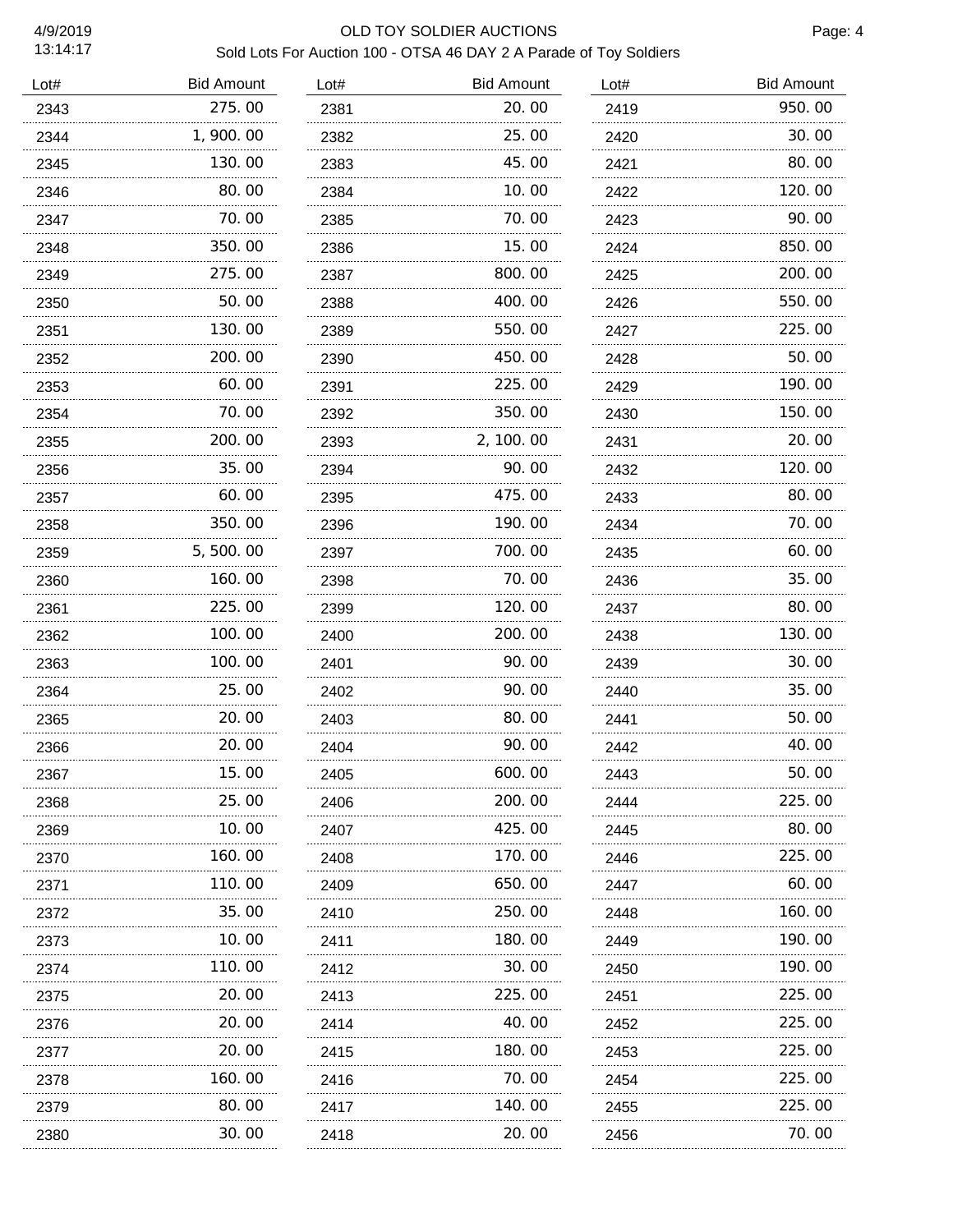# OLD TOY SOLDIER AUCTIONS

## Sold Lots For Auction 100 - OTSA 46 DAY 2 A Parade of Toy Soldiers

| Lot# | Bid Amount |
|---|---|
| 2343 | 275.00 |
| 2344 | 1,900.00 |
| 2345 | 130.00 |
| 2346 | 80.00 |
| 2347 | 70.00 |
| 2348 | 350.00 |
| 2349 | 275.00 |
| 2350 | 50.00 |
| 2351 | 130.00 |
| 2352 | 200.00 |
| 2353 | 60.00 |
| 2354 | 70.00 |
| 2355 | 200.00 |
| 2356 | 35.00 |
| 2357 | 60.00 |
| 2358 | 350.00 |
| 2359 | 5,500.00 |
| 2360 | 160.00 |
| 2361 | 225.00 |
| 2362 | 100.00 |
| 2363 | 100.00 |
| 2364 | 25.00 |
| 2365 | 20.00 |
| 2366 | 20.00 |
| 2367 | 15.00 |
| 2368 | 25.00 |
| 2369 | 10.00 |
| 2370 | 160.00 |
| 2371 | 110.00 |
| 2372 | 35.00 |
| 2373 | 10.00 |
| 2374 | 110.00 |
| 2375 | 20.00 |
| 2376 | 20.00 |
| 2377 | 20.00 |
| 2378 | 160.00 |
| 2379 | 80.00 |
| 2380 | 30.00 |
| 2381 | 20.00 |
| 2382 | 25.00 |
| 2383 | 45.00 |
| 2384 | 10.00 |
| 2385 | 70.00 |
| 2386 | 15.00 |
| 2387 | 800.00 |
| 2388 | 400.00 |
| 2389 | 550.00 |
| 2390 | 450.00 |
| 2391 | 225.00 |
| 2392 | 350.00 |
| 2393 | 2,100.00 |
| 2394 | 90.00 |
| 2395 | 475.00 |
| 2396 | 190.00 |
| 2397 | 700.00 |
| 2398 | 70.00 |
| 2399 | 120.00 |
| 2400 | 200.00 |
| 2401 | 90.00 |
| 2402 | 90.00 |
| 2403 | 80.00 |
| 2404 | 90.00 |
| 2405 | 600.00 |
| 2406 | 200.00 |
| 2407 | 425.00 |
| 2408 | 170.00 |
| 2409 | 650.00 |
| 2410 | 250.00 |
| 2411 | 180.00 |
| 2412 | 30.00 |
| 2413 | 225.00 |
| 2414 | 40.00 |
| 2415 | 180.00 |
| 2416 | 70.00 |
| 2417 | 140.00 |
| 2418 | 20.00 |
| 2419 | 950.00 |
| 2420 | 30.00 |
| 2421 | 80.00 |
| 2422 | 120.00 |
| 2423 | 90.00 |
| 2424 | 850.00 |
| 2425 | 200.00 |
| 2426 | 550.00 |
| 2427 | 225.00 |
| 2428 | 50.00 |
| 2429 | 190.00 |
| 2430 | 150.00 |
| 2431 | 20.00 |
| 2432 | 120.00 |
| 2433 | 80.00 |
| 2434 | 70.00 |
| 2435 | 60.00 |
| 2436 | 35.00 |
| 2437 | 80.00 |
| 2438 | 130.00 |
| 2439 | 30.00 |
| 2440 | 35.00 |
| 2441 | 50.00 |
| 2442 | 40.00 |
| 2443 | 50.00 |
| 2444 | 225.00 |
| 2445 | 80.00 |
| 2446 | 225.00 |
| 2447 | 60.00 |
| 2448 | 160.00 |
| 2449 | 190.00 |
| 2450 | 190.00 |
| 2451 | 225.00 |
| 2452 | 225.00 |
| 2453 | 225.00 |
| 2454 | 225.00 |
| 2455 | 225.00 |
| 2456 | 70.00 |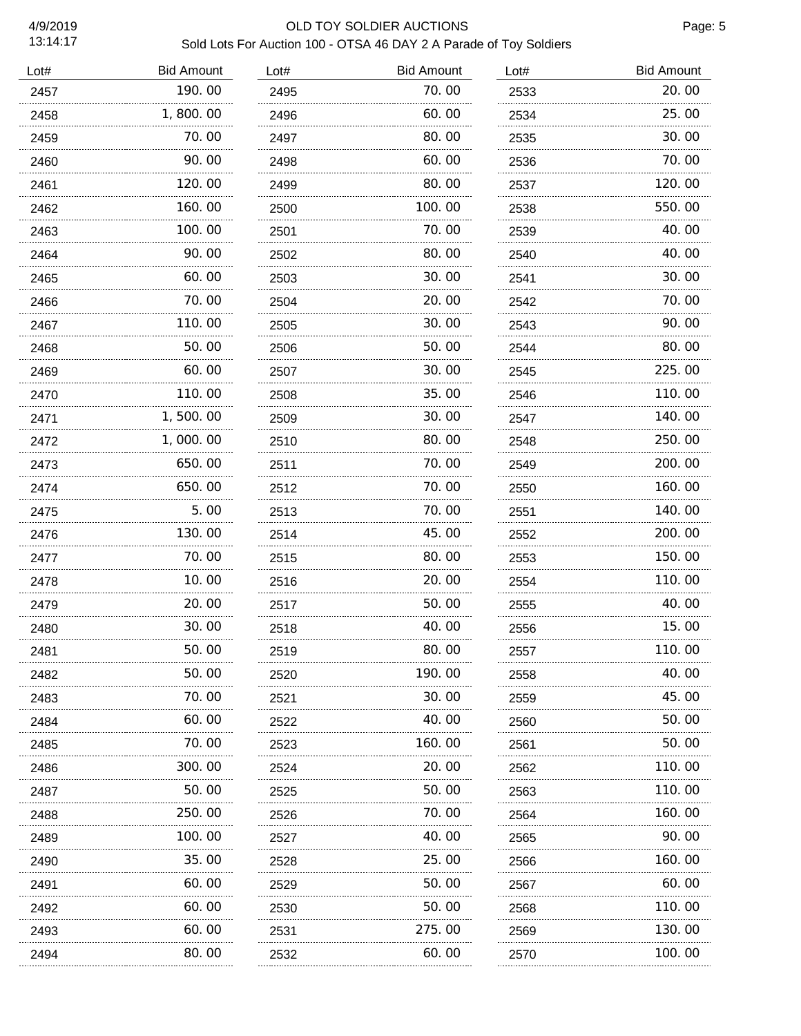# OLD TOY SOLDIER AUCTIONS

Sold Lots For Auction 100 - OTSA 46 DAY 2 A Parade of Toy Soldiers

| Lot# | Bid Amount |
|---|---|
| 2457 | 190.00 |
| 2458 | 1,800.00 |
| 2459 | 70.00 |
| 2460 | 90.00 |
| 2461 | 120.00 |
| 2462 | 160.00 |
| 2463 | 100.00 |
| 2464 | 90.00 |
| 2465 | 60.00 |
| 2466 | 70.00 |
| 2467 | 110.00 |
| 2468 | 50.00 |
| 2469 | 60.00 |
| 2470 | 110.00 |
| 2471 | 1,500.00 |
| 2472 | 1,000.00 |
| 2473 | 650.00 |
| 2474 | 650.00 |
| 2475 | 5.00 |
| 2476 | 130.00 |
| 2477 | 70.00 |
| 2478 | 10.00 |
| 2479 | 20.00 |
| 2480 | 30.00 |
| 2481 | 50.00 |
| 2482 | 50.00 |
| 2483 | 70.00 |
| 2484 | 60.00 |
| 2485 | 70.00 |
| 2486 | 300.00 |
| 2487 | 50.00 |
| 2488 | 250.00 |
| 2489 | 100.00 |
| 2490 | 35.00 |
| 2491 | 60.00 |
| 2492 | 60.00 |
| 2493 | 60.00 |
| 2494 | 80.00 |
| 2495 | 70.00 |
| 2496 | 60.00 |
| 2497 | 80.00 |
| 2498 | 60.00 |
| 2499 | 80.00 |
| 2500 | 100.00 |
| 2501 | 70.00 |
| 2502 | 80.00 |
| 2503 | 30.00 |
| 2504 | 20.00 |
| 2505 | 30.00 |
| 2506 | 50.00 |
| 2507 | 30.00 |
| 2508 | 35.00 |
| 2509 | 30.00 |
| 2510 | 80.00 |
| 2511 | 70.00 |
| 2512 | 70.00 |
| 2513 | 70.00 |
| 2514 | 45.00 |
| 2515 | 80.00 |
| 2516 | 20.00 |
| 2517 | 50.00 |
| 2518 | 40.00 |
| 2519 | 80.00 |
| 2520 | 190.00 |
| 2521 | 30.00 |
| 2522 | 40.00 |
| 2523 | 160.00 |
| 2524 | 20.00 |
| 2525 | 50.00 |
| 2526 | 70.00 |
| 2527 | 40.00 |
| 2528 | 25.00 |
| 2529 | 50.00 |
| 2530 | 50.00 |
| 2531 | 275.00 |
| 2532 | 60.00 |
| 2533 | 20.00 |
| 2534 | 25.00 |
| 2535 | 30.00 |
| 2536 | 70.00 |
| 2537 | 120.00 |
| 2538 | 550.00 |
| 2539 | 40.00 |
| 2540 | 40.00 |
| 2541 | 30.00 |
| 2542 | 70.00 |
| 2543 | 90.00 |
| 2544 | 80.00 |
| 2545 | 225.00 |
| 2546 | 110.00 |
| 2547 | 140.00 |
| 2548 | 250.00 |
| 2549 | 200.00 |
| 2550 | 160.00 |
| 2551 | 140.00 |
| 2552 | 200.00 |
| 2553 | 150.00 |
| 2554 | 110.00 |
| 2555 | 40.00 |
| 2556 | 15.00 |
| 2557 | 110.00 |
| 2558 | 40.00 |
| 2559 | 45.00 |
| 2560 | 50.00 |
| 2561 | 50.00 |
| 2562 | 110.00 |
| 2563 | 110.00 |
| 2564 | 160.00 |
| 2565 | 90.00 |
| 2566 | 160.00 |
| 2567 | 60.00 |
| 2568 | 110.00 |
| 2569 | 130.00 |
| 2570 | 100.00 |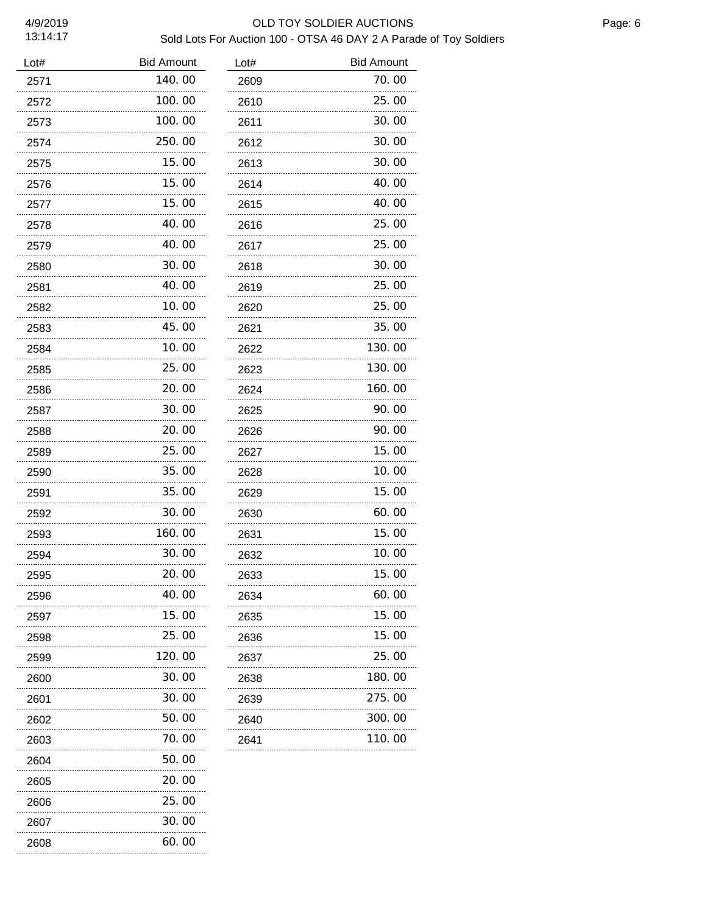# OLD TOY SOLDIER AUCTIONS

## Sold Lots For Auction 100 - OTSA 46 DAY 2 A Parade of Toy Soldiers

| Lot# | Bid Amount |
|---|---|
| 2571 | 140.00 |
| 2572 | 100.00 |
| 2573 | 100.00 |
| 2574 | 250.00 |
| 2575 | 15.00 |
| 2576 | 15.00 |
| 2577 | 15.00 |
| 2578 | 40.00 |
| 2579 | 40.00 |
| 2580 | 30.00 |
| 2581 | 40.00 |
| 2582 | 10.00 |
| 2583 | 45.00 |
| 2584 | 10.00 |
| 2585 | 25.00 |
| 2586 | 20.00 |
| 2587 | 30.00 |
| 2588 | 20.00 |
| 2589 | 25.00 |
| 2590 | 35.00 |
| 2591 | 35.00 |
| 2592 | 30.00 |
| 2593 | 160.00 |
| 2594 | 30.00 |
| 2595 | 20.00 |
| 2596 | 40.00 |
| 2597 | 15.00 |
| 2598 | 25.00 |
| 2599 | 120.00 |
| 2600 | 30.00 |
| 2601 | 30.00 |
| 2602 | 50.00 |
| 2603 | 70.00 |
| 2604 | 50.00 |
| 2605 | 20.00 |
| 2606 | 25.00 |
| 2607 | 30.00 |
| 2608 | 60.00 |
| 2609 | 70.00 |
| 2610 | 25.00 |
| 2611 | 30.00 |
| 2612 | 30.00 |
| 2613 | 30.00 |
| 2614 | 40.00 |
| 2615 | 40.00 |
| 2616 | 25.00 |
| 2617 | 25.00 |
| 2618 | 30.00 |
| 2619 | 25.00 |
| 2620 | 25.00 |
| 2621 | 35.00 |
| 2622 | 130.00 |
| 2623 | 130.00 |
| 2624 | 160.00 |
| 2625 | 90.00 |
| 2626 | 90.00 |
| 2627 | 15.00 |
| 2628 | 10.00 |
| 2629 | 15.00 |
| 2630 | 60.00 |
| 2631 | 15.00 |
| 2632 | 10.00 |
| 2633 | 15.00 |
| 2634 | 60.00 |
| 2635 | 15.00 |
| 2636 | 15.00 |
| 2637 | 25.00 |
| 2638 | 180.00 |
| 2639 | 275.00 |
| 2640 | 300.00 |
| 2641 | 110.00 |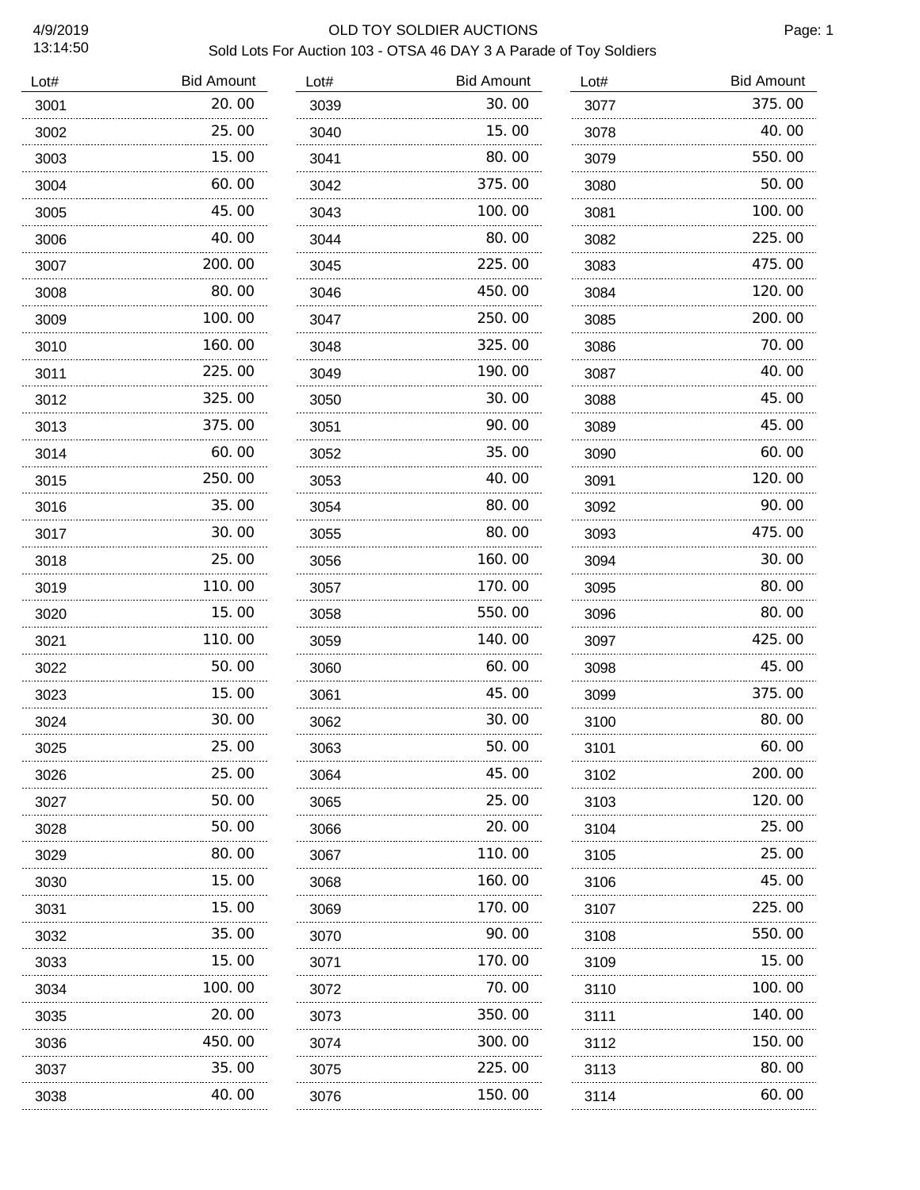# OLD TOY SOLDIER AUCTIONS

## Sold Lots For Auction 103 - OTSA 46 DAY 3 A Parade of Toy Soldiers

4/9/2019
13:14:50

| Lot# | Bid Amount |
|---|---|
| 3001 | 20.00 |
| 3002 | 25.00 |
| 3003 | 15.00 |
| 3004 | 60.00 |
| 3005 | 45.00 |
| 3006 | 40.00 |
| 3007 | 200.00 |
| 3008 | 80.00 |
| 3009 | 100.00 |
| 3010 | 160.00 |
| 3011 | 225.00 |
| 3012 | 325.00 |
| 3013 | 375.00 |
| 3014 | 60.00 |
| 3015 | 250.00 |
| 3016 | 35.00 |
| 3017 | 30.00 |
| 3018 | 25.00 |
| 3019 | 110.00 |
| 3020 | 15.00 |
| 3021 | 110.00 |
| 3022 | 50.00 |
| 3023 | 15.00 |
| 3024 | 30.00 |
| 3025 | 25.00 |
| 3026 | 25.00 |
| 3027 | 50.00 |
| 3028 | 50.00 |
| 3029 | 80.00 |
| 3030 | 15.00 |
| 3031 | 15.00 |
| 3032 | 35.00 |
| 3033 | 15.00 |
| 3034 | 100.00 |
| 3035 | 20.00 |
| 3036 | 450.00 |
| 3037 | 35.00 |
| 3038 | 40.00 |
| 3039 | 30.00 |
| 3040 | 15.00 |
| 3041 | 80.00 |
| 3042 | 375.00 |
| 3043 | 100.00 |
| 3044 | 80.00 |
| 3045 | 225.00 |
| 3046 | 450.00 |
| 3047 | 250.00 |
| 3048 | 325.00 |
| 3049 | 190.00 |
| 3050 | 30.00 |
| 3051 | 90.00 |
| 3052 | 35.00 |
| 3053 | 40.00 |
| 3054 | 80.00 |
| 3055 | 80.00 |
| 3056 | 160.00 |
| 3057 | 170.00 |
| 3058 | 550.00 |
| 3059 | 140.00 |
| 3060 | 60.00 |
| 3061 | 45.00 |
| 3062 | 30.00 |
| 3063 | 50.00 |
| 3064 | 45.00 |
| 3065 | 25.00 |
| 3066 | 20.00 |
| 3067 | 110.00 |
| 3068 | 160.00 |
| 3069 | 170.00 |
| 3070 | 90.00 |
| 3071 | 170.00 |
| 3072 | 70.00 |
| 3073 | 350.00 |
| 3074 | 300.00 |
| 3075 | 225.00 |
| 3076 | 150.00 |
| 3077 | 375.00 |
| 3078 | 40.00 |
| 3079 | 550.00 |
| 3080 | 50.00 |
| 3081 | 100.00 |
| 3082 | 225.00 |
| 3083 | 475.00 |
| 3084 | 120.00 |
| 3085 | 200.00 |
| 3086 | 70.00 |
| 3087 | 40.00 |
| 3088 | 45.00 |
| 3089 | 45.00 |
| 3090 | 60.00 |
| 3091 | 120.00 |
| 3092 | 90.00 |
| 3093 | 475.00 |
| 3094 | 30.00 |
| 3095 | 80.00 |
| 3096 | 80.00 |
| 3097 | 425.00 |
| 3098 | 45.00 |
| 3099 | 375.00 |
| 3100 | 80.00 |
| 3101 | 60.00 |
| 3102 | 200.00 |
| 3103 | 120.00 |
| 3104 | 25.00 |
| 3105 | 25.00 |
| 3106 | 45.00 |
| 3107 | 225.00 |
| 3108 | 550.00 |
| 3109 | 15.00 |
| 3110 | 100.00 |
| 3111 | 140.00 |
| 3112 | 150.00 |
| 3113 | 80.00 |
| 3114 | 60.00 |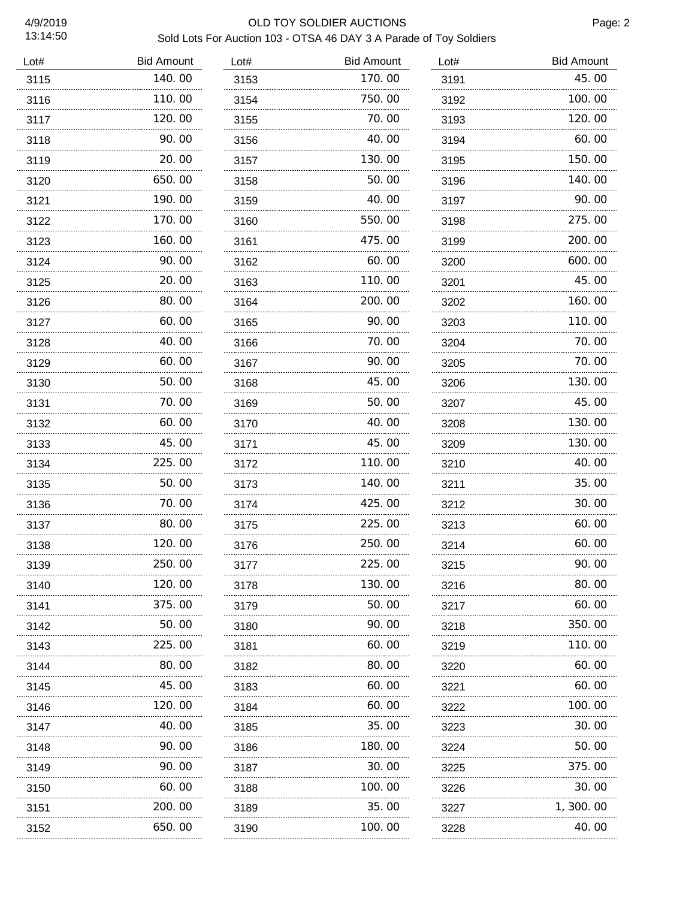4/9/2019
13:14:50

# OLD TOY SOLDIER AUCTIONS

## Sold Lots For Auction 103 - OTSA 46 DAY 3 A Parade of Toy Soldiers

| Lot# | Bid Amount |
|---|---|
| 3115 | 140.00 |
| 3116 | 110.00 |
| 3117 | 120.00 |
| 3118 | 90.00 |
| 3119 | 20.00 |
| 3120 | 650.00 |
| 3121 | 190.00 |
| 3122 | 170.00 |
| 3123 | 160.00 |
| 3124 | 90.00 |
| 3125 | 20.00 |
| 3126 | 80.00 |
| 3127 | 60.00 |
| 3128 | 40.00 |
| 3129 | 60.00 |
| 3130 | 50.00 |
| 3131 | 70.00 |
| 3132 | 60.00 |
| 3133 | 45.00 |
| 3134 | 225.00 |
| 3135 | 50.00 |
| 3136 | 70.00 |
| 3137 | 80.00 |
| 3138 | 120.00 |
| 3139 | 250.00 |
| 3140 | 120.00 |
| 3141 | 375.00 |
| 3142 | 50.00 |
| 3143 | 225.00 |
| 3144 | 80.00 |
| 3145 | 45.00 |
| 3146 | 120.00 |
| 3147 | 40.00 |
| 3148 | 90.00 |
| 3149 | 90.00 |
| 3150 | 60.00 |
| 3151 | 200.00 |
| 3152 | 650.00 |
| 3153 | 170.00 |
| 3154 | 750.00 |
| 3155 | 70.00 |
| 3156 | 40.00 |
| 3157 | 130.00 |
| 3158 | 50.00 |
| 3159 | 40.00 |
| 3160 | 550.00 |
| 3161 | 475.00 |
| 3162 | 60.00 |
| 3163 | 110.00 |
| 3164 | 200.00 |
| 3165 | 90.00 |
| 3166 | 70.00 |
| 3167 | 90.00 |
| 3168 | 45.00 |
| 3169 | 50.00 |
| 3170 | 40.00 |
| 3171 | 45.00 |
| 3172 | 110.00 |
| 3173 | 140.00 |
| 3174 | 425.00 |
| 3175 | 225.00 |
| 3176 | 250.00 |
| 3177 | 225.00 |
| 3178 | 130.00 |
| 3179 | 50.00 |
| 3180 | 90.00 |
| 3181 | 60.00 |
| 3182 | 80.00 |
| 3183 | 60.00 |
| 3184 | 60.00 |
| 3185 | 35.00 |
| 3186 | 180.00 |
| 3187 | 30.00 |
| 3188 | 100.00 |
| 3189 | 35.00 |
| 3190 | 100.00 |
| 3191 | 45.00 |
| 3192 | 100.00 |
| 3193 | 120.00 |
| 3194 | 60.00 |
| 3195 | 150.00 |
| 3196 | 140.00 |
| 3197 | 90.00 |
| 3198 | 275.00 |
| 3199 | 200.00 |
| 3200 | 600.00 |
| 3201 | 45.00 |
| 3202 | 160.00 |
| 3203 | 110.00 |
| 3204 | 70.00 |
| 3205 | 70.00 |
| 3206 | 130.00 |
| 3207 | 45.00 |
| 3208 | 130.00 |
| 3209 | 130.00 |
| 3210 | 40.00 |
| 3211 | 35.00 |
| 3212 | 30.00 |
| 3213 | 60.00 |
| 3214 | 60.00 |
| 3215 | 90.00 |
| 3216 | 80.00 |
| 3217 | 60.00 |
| 3218 | 350.00 |
| 3219 | 110.00 |
| 3220 | 60.00 |
| 3221 | 60.00 |
| 3222 | 100.00 |
| 3223 | 30.00 |
| 3224 | 50.00 |
| 3225 | 375.00 |
| 3226 | 30.00 |
| 3227 | 1,300.00 |
| 3228 | 40.00 |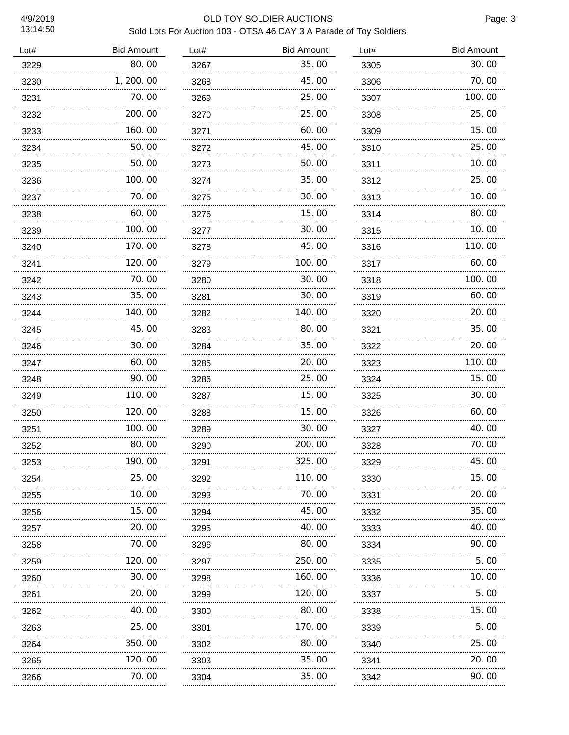# OLD TOY SOLDIER AUCTIONS

## Sold Lots For Auction 103 - OTSA 46 DAY 3 A Parade of Toy Soldiers

| Lot# | Bid Amount |
|---|---|
| 3229 | 80.00 |
| 3230 | 1,200.00 |
| 3231 | 70.00 |
| 3232 | 200.00 |
| 3233 | 160.00 |
| 3234 | 50.00 |
| 3235 | 50.00 |
| 3236 | 100.00 |
| 3237 | 70.00 |
| 3238 | 60.00 |
| 3239 | 100.00 |
| 3240 | 170.00 |
| 3241 | 120.00 |
| 3242 | 70.00 |
| 3243 | 35.00 |
| 3244 | 140.00 |
| 3245 | 45.00 |
| 3246 | 30.00 |
| 3247 | 60.00 |
| 3248 | 90.00 |
| 3249 | 110.00 |
| 3250 | 120.00 |
| 3251 | 100.00 |
| 3252 | 80.00 |
| 3253 | 190.00 |
| 3254 | 25.00 |
| 3255 | 10.00 |
| 3256 | 15.00 |
| 3257 | 20.00 |
| 3258 | 70.00 |
| 3259 | 120.00 |
| 3260 | 30.00 |
| 3261 | 20.00 |
| 3262 | 40.00 |
| 3263 | 25.00 |
| 3264 | 350.00 |
| 3265 | 120.00 |
| 3266 | 70.00 |
| 3267 | 35.00 |
| 3268 | 45.00 |
| 3269 | 25.00 |
| 3270 | 25.00 |
| 3271 | 60.00 |
| 3272 | 45.00 |
| 3273 | 50.00 |
| 3274 | 35.00 |
| 3275 | 30.00 |
| 3276 | 15.00 |
| 3277 | 30.00 |
| 3278 | 45.00 |
| 3279 | 100.00 |
| 3280 | 30.00 |
| 3281 | 30.00 |
| 3282 | 140.00 |
| 3283 | 80.00 |
| 3284 | 35.00 |
| 3285 | 20.00 |
| 3286 | 25.00 |
| 3287 | 15.00 |
| 3288 | 15.00 |
| 3289 | 30.00 |
| 3290 | 200.00 |
| 3291 | 325.00 |
| 3292 | 110.00 |
| 3293 | 70.00 |
| 3294 | 45.00 |
| 3295 | 40.00 |
| 3296 | 80.00 |
| 3297 | 250.00 |
| 3298 | 160.00 |
| 3299 | 120.00 |
| 3300 | 80.00 |
| 3301 | 170.00 |
| 3302 | 80.00 |
| 3303 | 35.00 |
| 3304 | 35.00 |
| 3305 | 30.00 |
| 3306 | 70.00 |
| 3307 | 100.00 |
| 3308 | 25.00 |
| 3309 | 15.00 |
| 3310 | 25.00 |
| 3311 | 10.00 |
| 3312 | 25.00 |
| 3313 | 10.00 |
| 3314 | 80.00 |
| 3315 | 10.00 |
| 3316 | 110.00 |
| 3317 | 60.00 |
| 3318 | 100.00 |
| 3319 | 60.00 |
| 3320 | 20.00 |
| 3321 | 35.00 |
| 3322 | 20.00 |
| 3323 | 110.00 |
| 3324 | 15.00 |
| 3325 | 30.00 |
| 3326 | 60.00 |
| 3327 | 40.00 |
| 3328 | 70.00 |
| 3329 | 45.00 |
| 3330 | 15.00 |
| 3331 | 20.00 |
| 3332 | 35.00 |
| 3333 | 40.00 |
| 3334 | 90.00 |
| 3335 | 5.00 |
| 3336 | 10.00 |
| 3337 | 5.00 |
| 3338 | 15.00 |
| 3339 | 5.00 |
| 3340 | 25.00 |
| 3341 | 20.00 |
| 3342 | 90.00 |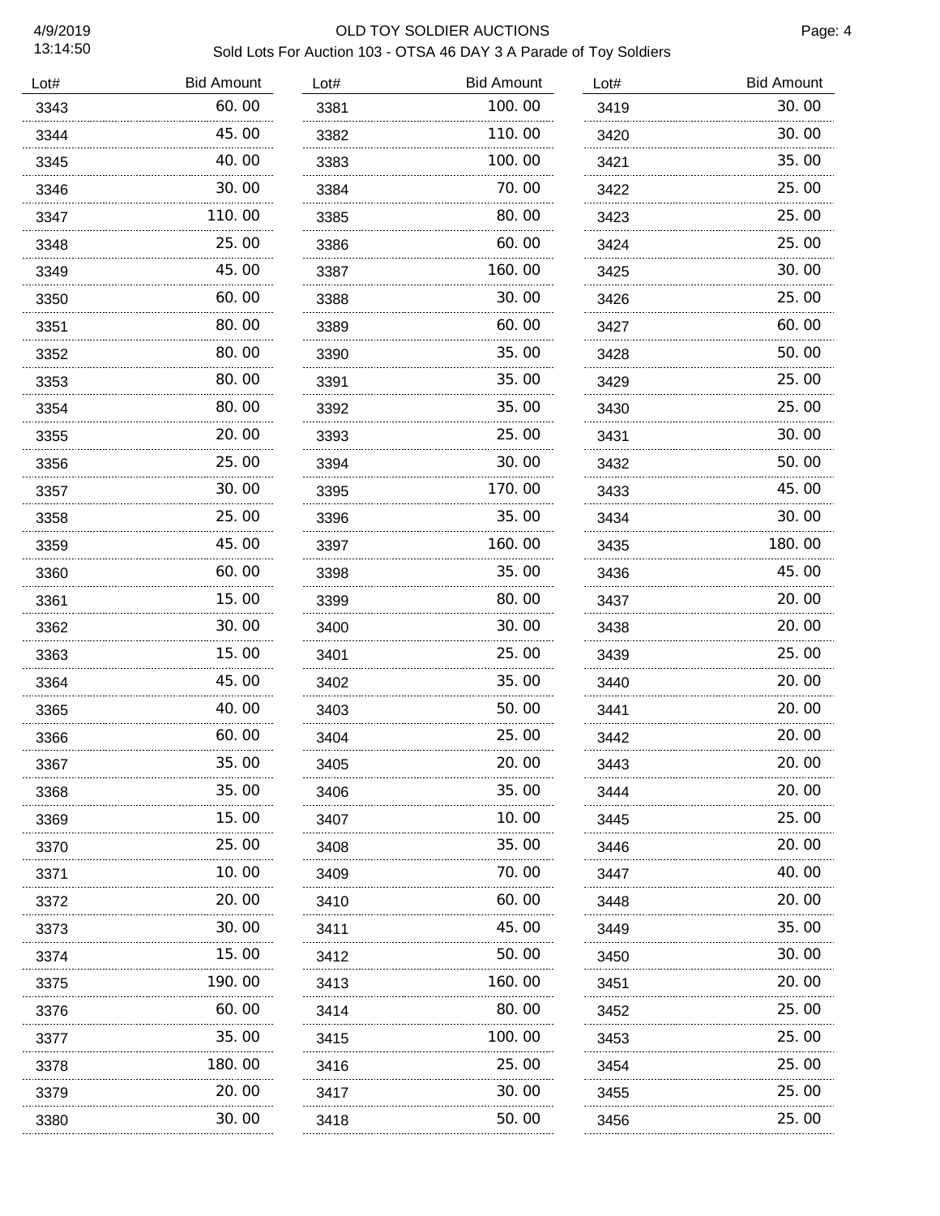# OLD TOY SOLDIER AUCTIONS

## Sold Lots For Auction 103 - OTSA 46 DAY 3 A Parade of Toy Soldiers

| Lot# | Bid Amount | Lot# | Bid Amount | Lot# | Bid Amount |
|---|---|---|---|---|---|
| 3343 | 60.00 | 3381 | 100.00 | 3419 | 30.00 |
| 3344 | 45.00 | 3382 | 110.00 | 3420 | 30.00 |
| 3345 | 40.00 | 3383 | 100.00 | 3421 | 35.00 |
| 3346 | 30.00 | 3384 | 70.00 | 3422 | 25.00 |
| 3347 | 110.00 | 3385 | 80.00 | 3423 | 25.00 |
| 3348 | 25.00 | 3386 | 60.00 | 3424 | 25.00 |
| 3349 | 45.00 | 3387 | 160.00 | 3425 | 30.00 |
| 3350 | 60.00 | 3388 | 30.00 | 3426 | 25.00 |
| 3351 | 80.00 | 3389 | 60.00 | 3427 | 60.00 |
| 3352 | 80.00 | 3390 | 35.00 | 3428 | 50.00 |
| 3353 | 80.00 | 3391 | 35.00 | 3429 | 25.00 |
| 3354 | 80.00 | 3392 | 35.00 | 3430 | 25.00 |
| 3355 | 20.00 | 3393 | 25.00 | 3431 | 30.00 |
| 3356 | 25.00 | 3394 | 30.00 | 3432 | 50.00 |
| 3357 | 30.00 | 3395 | 170.00 | 3433 | 45.00 |
| 3358 | 25.00 | 3396 | 35.00 | 3434 | 30.00 |
| 3359 | 45.00 | 3397 | 160.00 | 3435 | 180.00 |
| 3360 | 60.00 | 3398 | 35.00 | 3436 | 45.00 |
| 3361 | 15.00 | 3399 | 80.00 | 3437 | 20.00 |
| 3362 | 30.00 | 3400 | 30.00 | 3438 | 20.00 |
| 3363 | 15.00 | 3401 | 25.00 | 3439 | 25.00 |
| 3364 | 45.00 | 3402 | 35.00 | 3440 | 20.00 |
| 3365 | 40.00 | 3403 | 50.00 | 3441 | 20.00 |
| 3366 | 60.00 | 3404 | 25.00 | 3442 | 20.00 |
| 3367 | 35.00 | 3405 | 20.00 | 3443 | 20.00 |
| 3368 | 35.00 | 3406 | 35.00 | 3444 | 20.00 |
| 3369 | 15.00 | 3407 | 10.00 | 3445 | 25.00 |
| 3370 | 25.00 | 3408 | 35.00 | 3446 | 20.00 |
| 3371 | 10.00 | 3409 | 70.00 | 3447 | 40.00 |
| 3372 | 20.00 | 3410 | 60.00 | 3448 | 20.00 |
| 3373 | 30.00 | 3411 | 45.00 | 3449 | 35.00 |
| 3374 | 15.00 | 3412 | 50.00 | 3450 | 30.00 |
| 3375 | 190.00 | 3413 | 160.00 | 3451 | 20.00 |
| 3376 | 60.00 | 3414 | 80.00 | 3452 | 25.00 |
| 3377 | 35.00 | 3415 | 100.00 | 3453 | 25.00 |
| 3378 | 180.00 | 3416 | 25.00 | 3454 | 25.00 |
| 3379 | 20.00 | 3417 | 30.00 | 3455 | 25.00 |
| 3380 | 30.00 | 3418 | 50.00 | 3456 | 25.00 |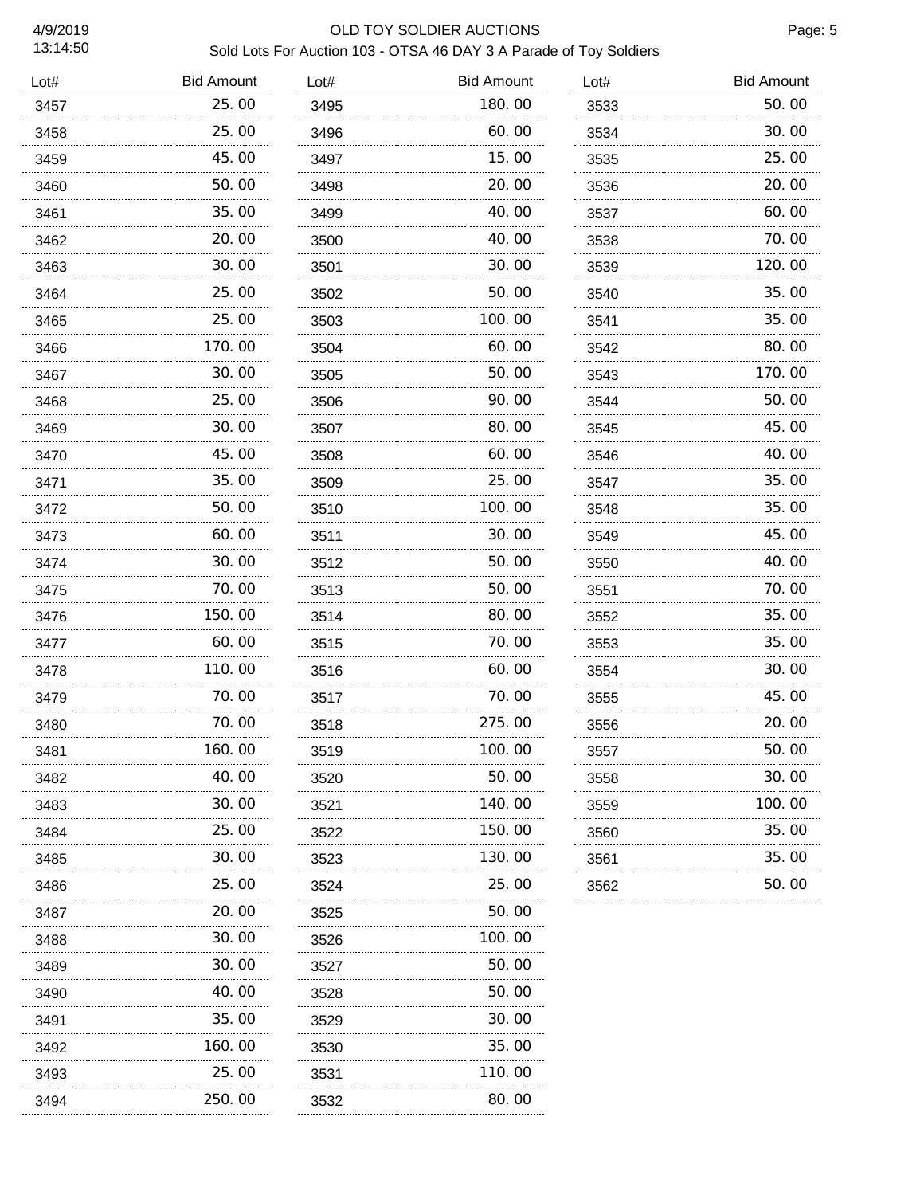| Lot# | Bid Amount | Lot# | Bid Amount | Lot# | Bid Amount |
|---|---|---|---|---|---|
| 3457 | 25.00 | 3495 | 180.00 | 3533 | 50.00 |
| 3458 | 25.00 | 3496 | 60.00 | 3534 | 30.00 |
| 3459 | 45.00 | 3497 | 15.00 | 3535 | 25.00 |
| 3460 | 50.00 | 3498 | 20.00 | 3536 | 20.00 |
| 3461 | 35.00 | 3499 | 40.00 | 3537 | 60.00 |
| 3462 | 20.00 | 3500 | 40.00 | 3538 | 70.00 |
| 3463 | 30.00 | 3501 | 30.00 | 3539 | 120.00 |
| 3464 | 25.00 | 3502 | 50.00 | 3540 | 35.00 |
| 3465 | 25.00 | 3503 | 100.00 | 3541 | 35.00 |
| 3466 | 170.00 | 3504 | 60.00 | 3542 | 80.00 |
| 3467 | 30.00 | 3505 | 50.00 | 3543 | 170.00 |
| 3468 | 25.00 | 3506 | 90.00 | 3544 | 50.00 |
| 3469 | 30.00 | 3507 | 80.00 | 3545 | 45.00 |
| 3470 | 45.00 | 3508 | 60.00 | 3546 | 40.00 |
| 3471 | 35.00 | 3509 | 25.00 | 3547 | 35.00 |
| 3472 | 50.00 | 3510 | 100.00 | 3548 | 35.00 |
| 3473 | 60.00 | 3511 | 30.00 | 3549 | 45.00 |
| 3474 | 30.00 | 3512 | 50.00 | 3550 | 40.00 |
| 3475 | 70.00 | 3513 | 50.00 | 3551 | 70.00 |
| 3476 | 150.00 | 3514 | 80.00 | 3552 | 35.00 |
| 3477 | 60.00 | 3515 | 70.00 | 3553 | 35.00 |
| 3478 | 110.00 | 3516 | 60.00 | 3554 | 30.00 |
| 3479 | 70.00 | 3517 | 70.00 | 3555 | 45.00 |
| 3480 | 70.00 | 3518 | 275.00 | 3556 | 20.00 |
| 3481 | 160.00 | 3519 | 100.00 | 3557 | 50.00 |
| 3482 | 40.00 | 3520 | 50.00 | 3558 | 30.00 |
| 3483 | 30.00 | 3521 | 140.00 | 3559 | 100.00 |
| 3484 | 25.00 | 3522 | 150.00 | 3560 | 35.00 |
| 3485 | 30.00 | 3523 | 130.00 | 3561 | 35.00 |
| 3486 | 25.00 | 3524 | 25.00 | 3562 | 50.00 |
| 3487 | 20.00 | 3525 | 50.00 | | |
| 3488 | 30.00 | 3526 | 100.00 | | |
| 3489 | 30.00 | 3527 | 50.00 | | |
| 3490 | 40.00 | 3528 | 50.00 | | |
| 3491 | 35.00 | 3529 | 30.00 | | |
| 3492 | 160.00 | 3530 | 35.00 | | |
| 3493 | 25.00 | 3531 | 110.00 | | |
| 3494 | 250.00 | 3532 | 80.00 | | |